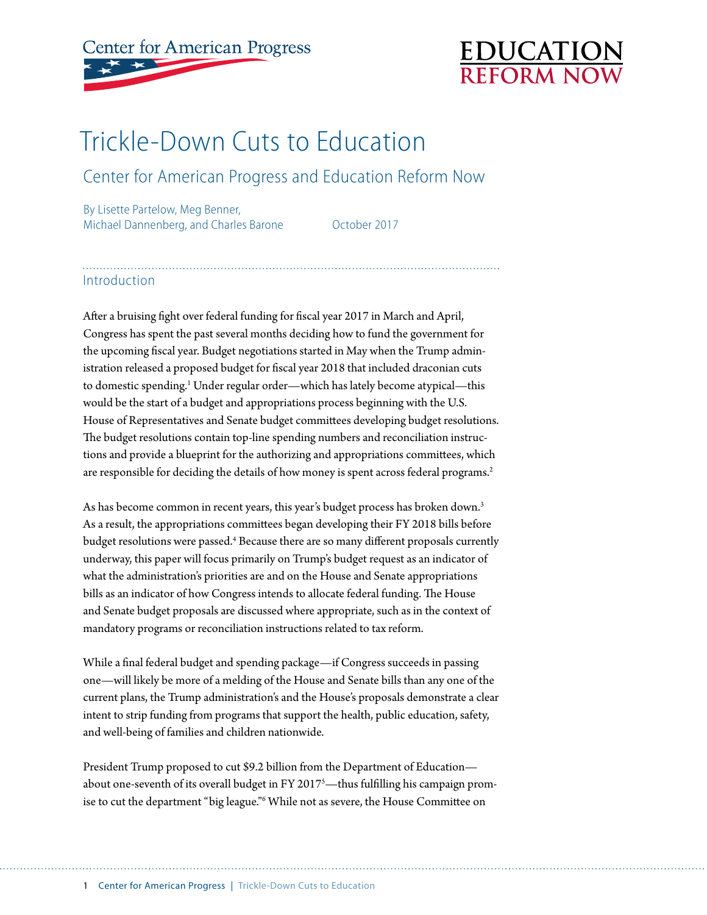Center for American Progress

EDUCATION REFORM NOW

# Trickle-Down Cuts to Education

## Center for American Progress and Education Reform Now

By Lisette Partelow, Meg Benner, Michael Dannenberg, and Charles Barone

October 2017

## Introduction

After a bruising fight over federal funding for fiscal year 2017 in March and April, Congress has spent the past several months deciding how to fund the government for the upcoming fiscal year. Budget negotiations started in May when the Trump administration released a proposed budget for fiscal year 2018 that included draconian cuts to domestic spending.[1] Under regular order—which has lately become atypical—this would be the start of a budget and appropriations process beginning with the U.S. House of Representatives and Senate budget committees developing budget resolutions. The budget resolutions contain top-line spending numbers and reconciliation instructions and provide a blueprint for the authorizing and appropriations committees, which are responsible for deciding the details of how money is spent across federal programs.[2]

As has become common in recent years, this year's budget process has broken down.[3] As a result, the appropriations committees began developing their FY 2018 bills before budget resolutions were passed.[4] Because there are so many different proposals currently underway, this paper will focus primarily on Trump's budget request as an indicator of what the administration's priorities are and on the House and Senate appropriations bills as an indicator of how Congress intends to allocate federal funding. The House and Senate budget proposals are discussed where appropriate, such as in the context of mandatory programs or reconciliation instructions related to tax reform.

While a final federal budget and spending package—if Congress succeeds in passing one—will likely be more of a melding of the House and Senate bills than any one of the current plans, the Trump administration's and the House's proposals demonstrate a clear intent to strip funding from programs that support the health, public education, safety, and well-being of families and children nationwide.

President Trump proposed to cut $9.2 billion from the Department of Education—about one-seventh of its overall budget in FY 2017[5]—thus fulfilling his campaign promise to cut the department "big league."[6] While not as severe, the House Committee on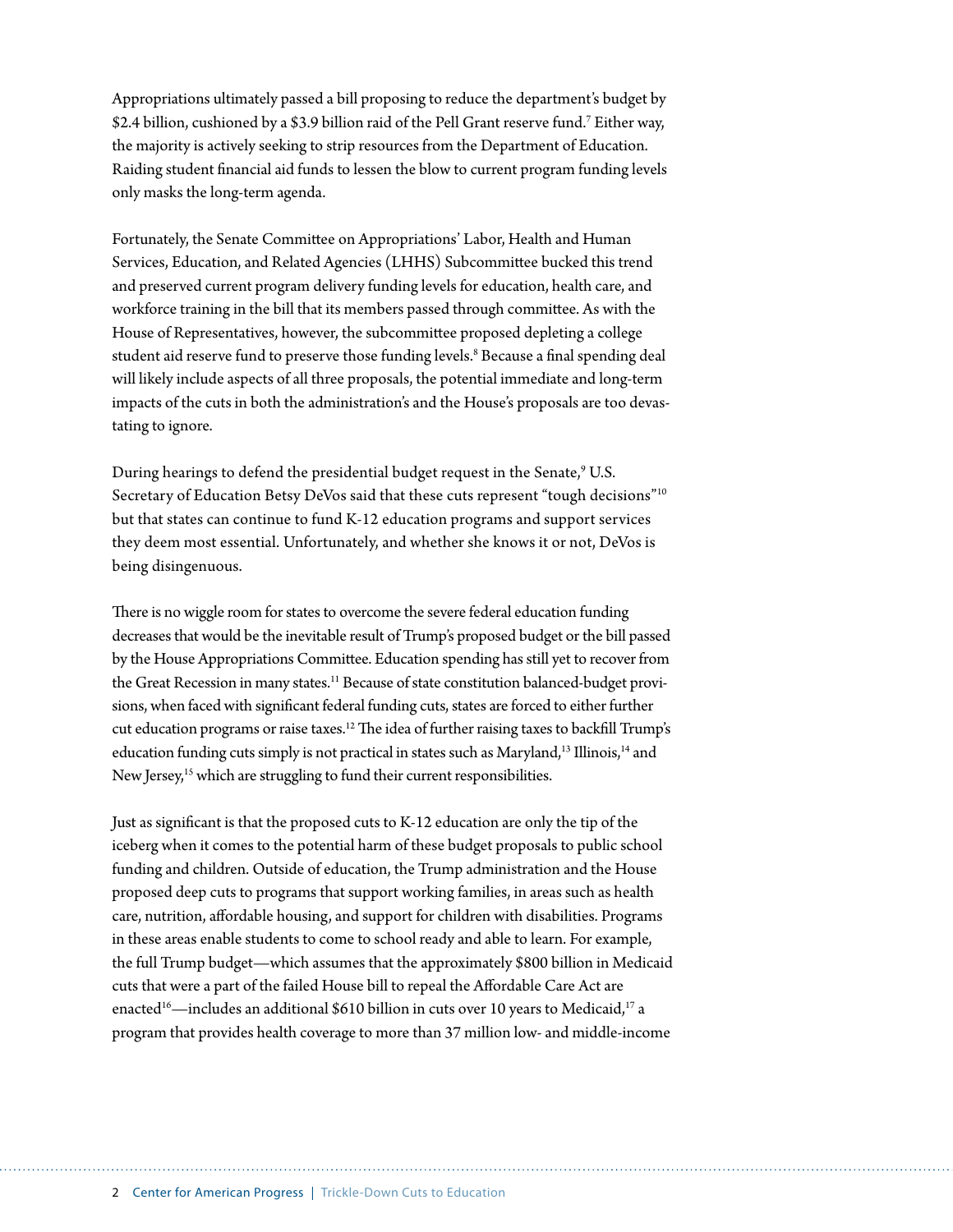Appropriations ultimately passed a bill proposing to reduce the department's budget by $2.4 billion, cushioned by a $3.9 billion raid of the Pell Grant reserve fund.[7] Either way, the majority is actively seeking to strip resources from the Department of Education. Raiding student financial aid funds to lessen the blow to current program funding levels only masks the long-term agenda.

Fortunately, the Senate Committee on Appropriations' Labor, Health and Human Services, Education, and Related Agencies (LHHS) Subcommittee bucked this trend and preserved current program delivery funding levels for education, health care, and workforce training in the bill that its members passed through committee. As with the House of Representatives, however, the subcommittee proposed depleting a college student aid reserve fund to preserve those funding levels.[8] Because a final spending deal will likely include aspects of all three proposals, the potential immediate and long-term impacts of the cuts in both the administration's and the House's proposals are too devastating to ignore.

During hearings to defend the presidential budget request in the Senate,[9] U.S. Secretary of Education Betsy DeVos said that these cuts represent "tough decisions"[10] but that states can continue to fund K-12 education programs and support services they deem most essential. Unfortunately, and whether she knows it or not, DeVos is being disingenuous.

There is no wiggle room for states to overcome the severe federal education funding decreases that would be the inevitable result of Trump's proposed budget or the bill passed by the House Appropriations Committee. Education spending has still yet to recover from the Great Recession in many states.[11] Because of state constitution balanced-budget provisions, when faced with significant federal funding cuts, states are forced to either further cut education programs or raise taxes.[12] The idea of further raising taxes to backfill Trump's education funding cuts simply is not practical in states such as Maryland,[13] Illinois,[14] and New Jersey,[15] which are struggling to fund their current responsibilities.

Just as significant is that the proposed cuts to K-12 education are only the tip of the iceberg when it comes to the potential harm of these budget proposals to public school funding and children. Outside of education, the Trump administration and the House proposed deep cuts to programs that support working families, in areas such as health care, nutrition, affordable housing, and support for children with disabilities. Programs in these areas enable students to come to school ready and able to learn. For example, the full Trump budget—which assumes that the approximately $800 billion in Medicaid cuts that were a part of the failed House bill to repeal the Affordable Care Act are enacted[16]—includes an additional $610 billion in cuts over 10 years to Medicaid,[17] a program that provides health coverage to more than 37 million low- and middle-income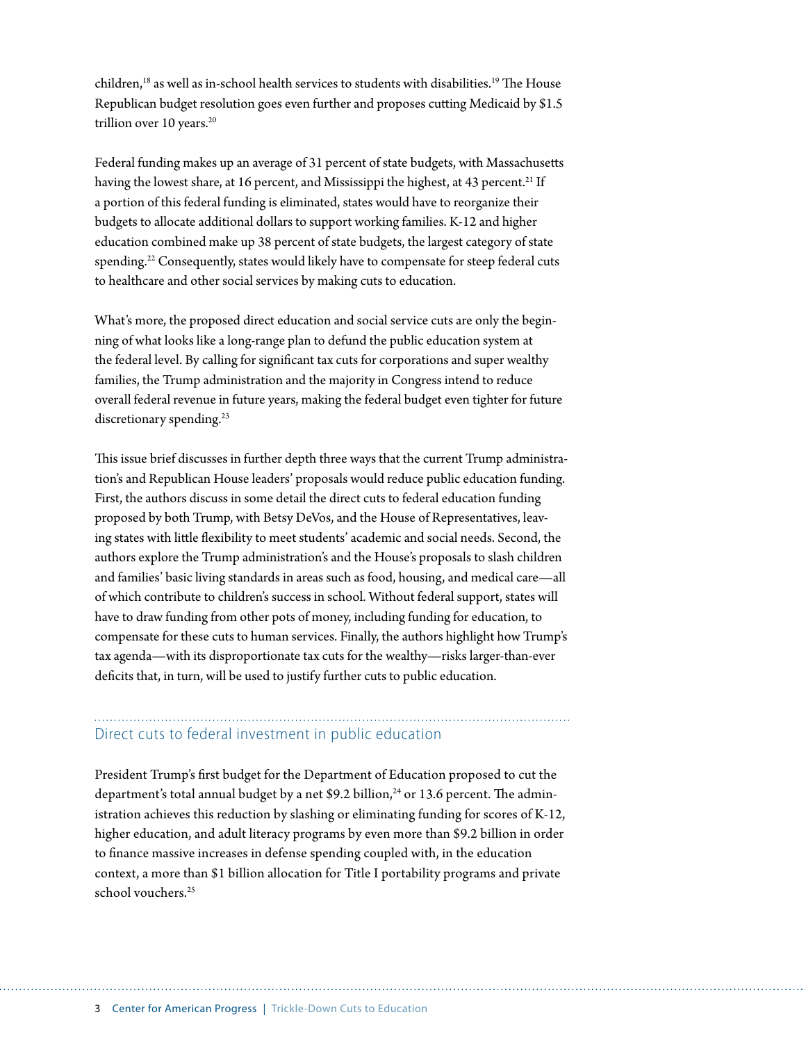children,[18] as well as in-school health services to students with disabilities.[19] The House Republican budget resolution goes even further and proposes cutting Medicaid by $1.5 trillion over 10 years.[20]

Federal funding makes up an average of 31 percent of state budgets, with Massachusetts having the lowest share, at 16 percent, and Mississippi the highest, at 43 percent.[21] If a portion of this federal funding is eliminated, states would have to reorganize their budgets to allocate additional dollars to support working families. K-12 and higher education combined make up 38 percent of state budgets, the largest category of state spending.[22] Consequently, states would likely have to compensate for steep federal cuts to healthcare and other social services by making cuts to education.

What's more, the proposed direct education and social service cuts are only the beginning of what looks like a long-range plan to defund the public education system at the federal level. By calling for significant tax cuts for corporations and super wealthy families, the Trump administration and the majority in Congress intend to reduce overall federal revenue in future years, making the federal budget even tighter for future discretionary spending.[23]

This issue brief discusses in further depth three ways that the current Trump administration's and Republican House leaders' proposals would reduce public education funding. First, the authors discuss in some detail the direct cuts to federal education funding proposed by both Trump, with Betsy DeVos, and the House of Representatives, leaving states with little flexibility to meet students' academic and social needs. Second, the authors explore the Trump administration's and the House's proposals to slash children and families' basic living standards in areas such as food, housing, and medical care—all of which contribute to children's success in school. Without federal support, states will have to draw funding from other pots of money, including funding for education, to compensate for these cuts to human services. Finally, the authors highlight how Trump's tax agenda—with its disproportionate tax cuts for the wealthy—risks larger-than-ever deficits that, in turn, will be used to justify further cuts to public education.

## Direct cuts to federal investment in public education

President Trump's first budget for the Department of Education proposed to cut the department's total annual budget by a net $9.2 billion,[24] or 13.6 percent. The administration achieves this reduction by slashing or eliminating funding for scores of K-12, higher education, and adult literacy programs by even more than $9.2 billion in order to finance massive increases in defense spending coupled with, in the education context, a more than $1 billion allocation for Title I portability programs and private school vouchers.[25]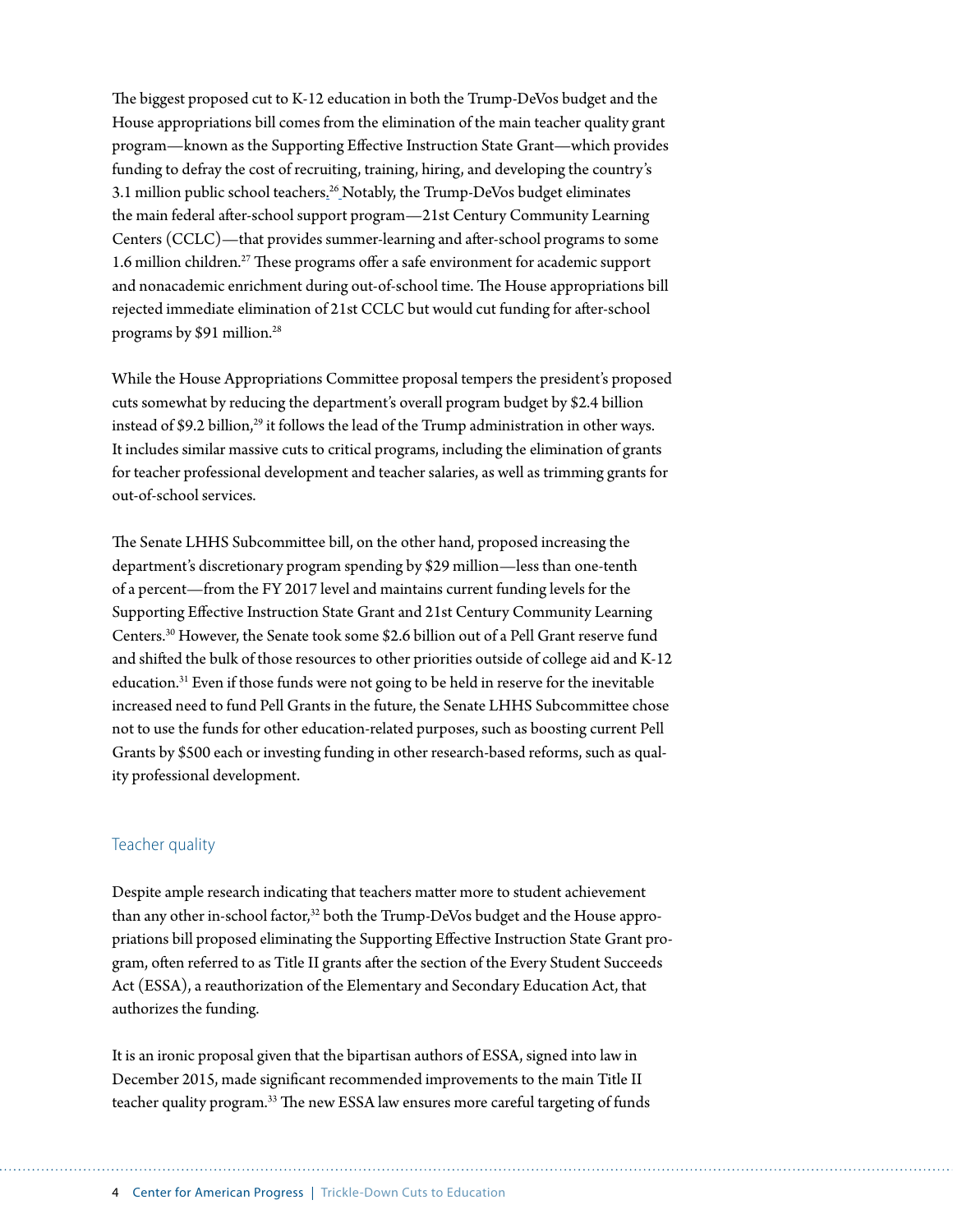The biggest proposed cut to K-12 education in both the Trump-DeVos budget and the House appropriations bill comes from the elimination of the main teacher quality grant program—known as the Supporting Effective Instruction State Grant—which provides funding to defray the cost of recruiting, training, hiring, and developing the country's 3.1 million public school teachers.[26] Notably, the Trump-DeVos budget eliminates the main federal after-school support program—21st Century Community Learning Centers (CCLC)—that provides summer-learning and after-school programs to some 1.6 million children.[27] These programs offer a safe environment for academic support and nonacademic enrichment during out-of-school time. The House appropriations bill rejected immediate elimination of 21st CCLC but would cut funding for after-school programs by $91 million.[28]

While the House Appropriations Committee proposal tempers the president's proposed cuts somewhat by reducing the department's overall program budget by $2.4 billion instead of $9.2 billion,[29] it follows the lead of the Trump administration in other ways. It includes similar massive cuts to critical programs, including the elimination of grants for teacher professional development and teacher salaries, as well as trimming grants for out-of-school services.

The Senate LHHS Subcommittee bill, on the other hand, proposed increasing the department's discretionary program spending by $29 million—less than one-tenth of a percent—from the FY 2017 level and maintains current funding levels for the Supporting Effective Instruction State Grant and 21st Century Community Learning Centers.[30] However, the Senate took some $2.6 billion out of a Pell Grant reserve fund and shifted the bulk of those resources to other priorities outside of college aid and K-12 education.[31] Even if those funds were not going to be held in reserve for the inevitable increased need to fund Pell Grants in the future, the Senate LHHS Subcommittee chose not to use the funds for other education-related purposes, such as boosting current Pell Grants by $500 each or investing funding in other research-based reforms, such as quality professional development.

## Teacher quality

Despite ample research indicating that teachers matter more to student achievement than any other in-school factor,[32] both the Trump-DeVos budget and the House appropriations bill proposed eliminating the Supporting Effective Instruction State Grant program, often referred to as Title II grants after the section of the Every Student Succeeds Act (ESSA), a reauthorization of the Elementary and Secondary Education Act, that authorizes the funding.

It is an ironic proposal given that the bipartisan authors of ESSA, signed into law in December 2015, made significant recommended improvements to the main Title II teacher quality program.[33] The new ESSA law ensures more careful targeting of funds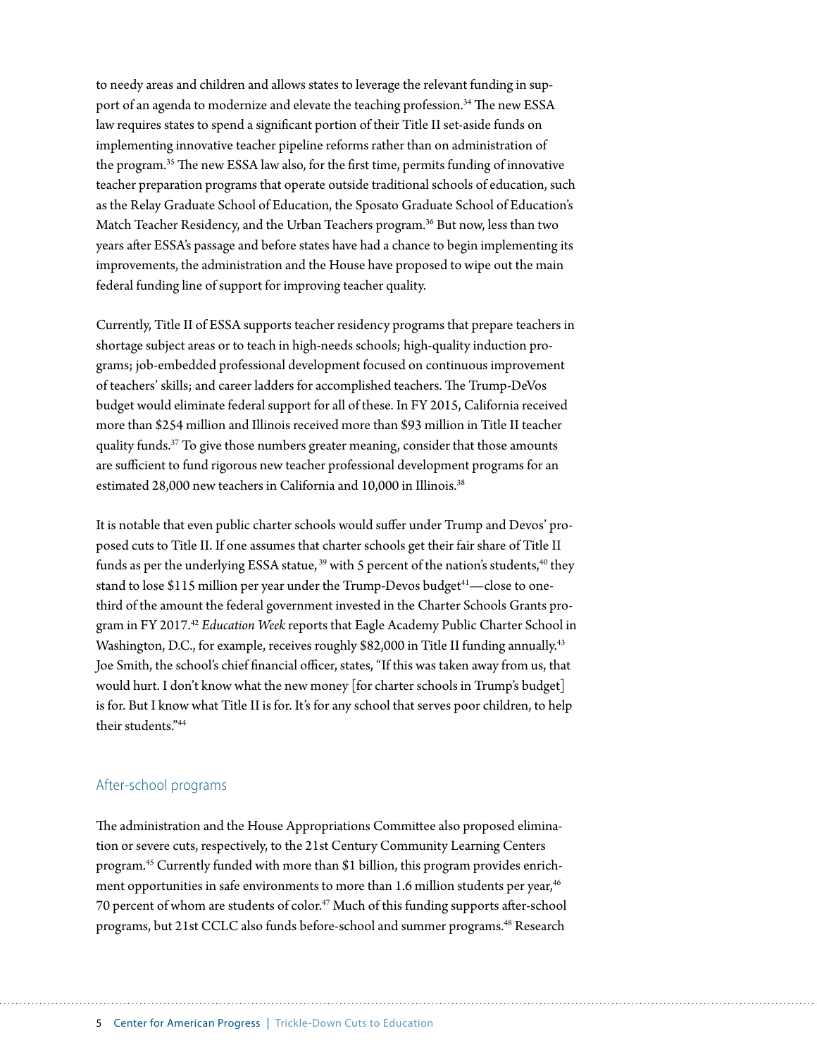to needy areas and children and allows states to leverage the relevant funding in support of an agenda to modernize and elevate the teaching profession.[34] The new ESSA law requires states to spend a significant portion of their Title II set-aside funds on implementing innovative teacher pipeline reforms rather than on administration of the program.[35] The new ESSA law also, for the first time, permits funding of innovative teacher preparation programs that operate outside traditional schools of education, such as the Relay Graduate School of Education, the Sposato Graduate School of Education's Match Teacher Residency, and the Urban Teachers program.[36] But now, less than two years after ESSA's passage and before states have had a chance to begin implementing its improvements, the administration and the House have proposed to wipe out the main federal funding line of support for improving teacher quality.

Currently, Title II of ESSA supports teacher residency programs that prepare teachers in shortage subject areas or to teach in high-needs schools; high-quality induction programs; job-embedded professional development focused on continuous improvement of teachers' skills; and career ladders for accomplished teachers. The Trump-DeVos budget would eliminate federal support for all of these. In FY 2015, California received more than $254 million and Illinois received more than $93 million in Title II teacher quality funds.[37] To give those numbers greater meaning, consider that those amounts are sufficient to fund rigorous new teacher professional development programs for an estimated 28,000 new teachers in California and 10,000 in Illinois.[38]

It is notable that even public charter schools would suffer under Trump and Devos' proposed cuts to Title II. If one assumes that charter schools get their fair share of Title II funds as per the underlying ESSA statue,[39] with 5 percent of the nation's students,[40] they stand to lose $115 million per year under the Trump-Devos budget[41]—close to one-third of the amount the federal government invested in the Charter Schools Grants program in FY 2017.[42] *Education Week* reports that Eagle Academy Public Charter School in Washington, D.C., for example, receives roughly $82,000 in Title II funding annually.[43] Joe Smith, the school's chief financial officer, states, "If this was taken away from us, that would hurt. I don't know what the new money [for charter schools in Trump's budget] is for. But I know what Title II is for. It's for any school that serves poor children, to help their students."[44]

## After-school programs

The administration and the House Appropriations Committee also proposed elimination or severe cuts, respectively, to the 21st Century Community Learning Centers program.[45] Currently funded with more than $1 billion, this program provides enrichment opportunities in safe environments to more than 1.6 million students per year,[46] 70 percent of whom are students of color.[47] Much of this funding supports after-school programs, but 21st CCLC also funds before-school and summer programs.[48] Research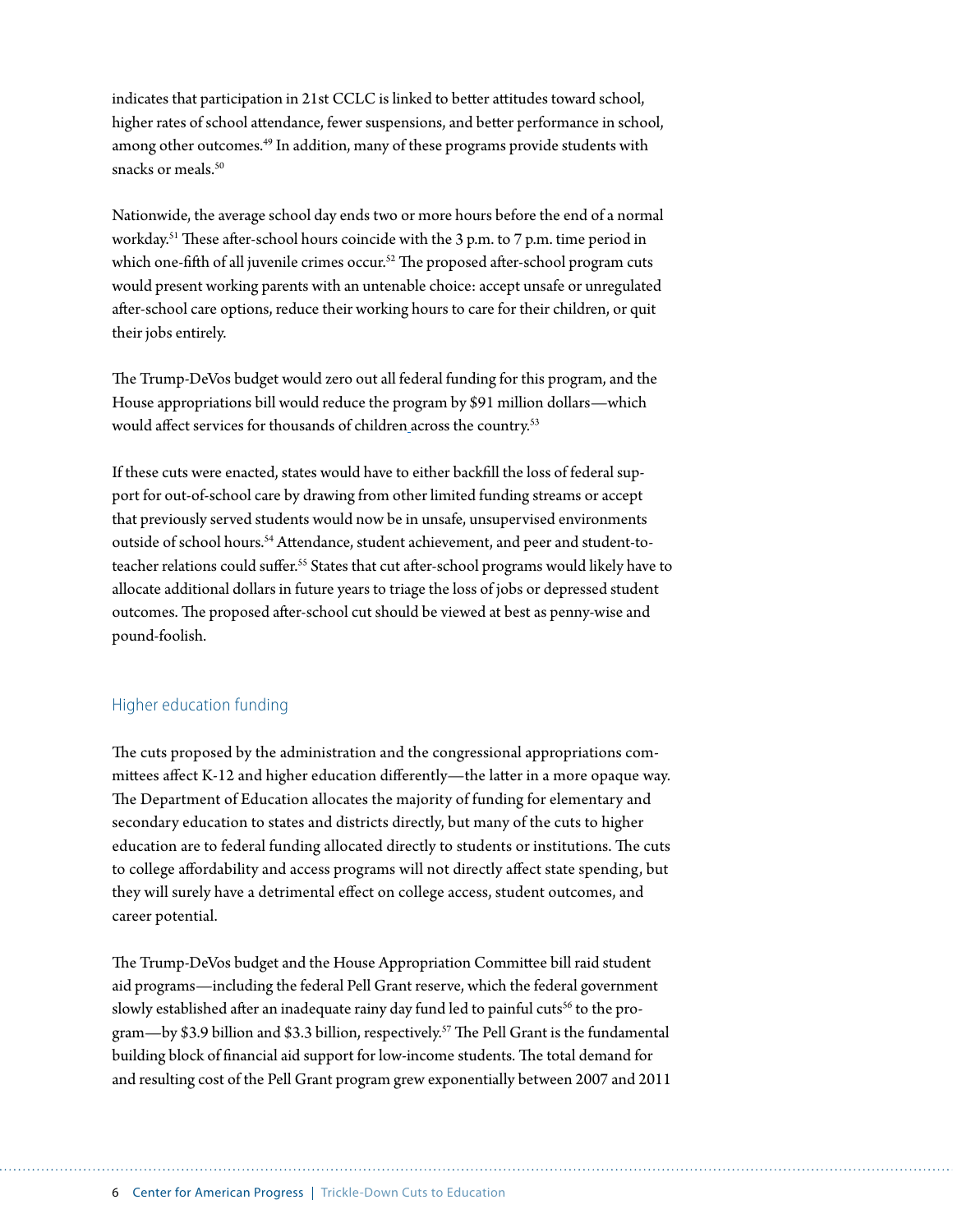indicates that participation in 21st CCLC is linked to better attitudes toward school, higher rates of school attendance, fewer suspensions, and better performance in school, among other outcomes.[49] In addition, many of these programs provide students with snacks or meals.[50]

Nationwide, the average school day ends two or more hours before the end of a normal workday.[51] These after-school hours coincide with the 3 p.m. to 7 p.m. time period in which one-fifth of all juvenile crimes occur.[52] The proposed after-school program cuts would present working parents with an untenable choice: accept unsafe or unregulated after-school care options, reduce their working hours to care for their children, or quit their jobs entirely.

The Trump-DeVos budget would zero out all federal funding for this program, and the House appropriations bill would reduce the program by $91 million dollars—which would affect services for thousands of children across the country.[53]

If these cuts were enacted, states would have to either backfill the loss of federal support for out-of-school care by drawing from other limited funding streams or accept that previously served students would now be in unsafe, unsupervised environments outside of school hours.[54] Attendance, student achievement, and peer and student-to-teacher relations could suffer.[55] States that cut after-school programs would likely have to allocate additional dollars in future years to triage the loss of jobs or depressed student outcomes. The proposed after-school cut should be viewed at best as penny-wise and pound-foolish.

## Higher education funding

The cuts proposed by the administration and the congressional appropriations committees affect K-12 and higher education differently—the latter in a more opaque way. The Department of Education allocates the majority of funding for elementary and secondary education to states and districts directly, but many of the cuts to higher education are to federal funding allocated directly to students or institutions. The cuts to college affordability and access programs will not directly affect state spending, but they will surely have a detrimental effect on college access, student outcomes, and career potential.

The Trump-DeVos budget and the House Appropriation Committee bill raid student aid programs—including the federal Pell Grant reserve, which the federal government slowly established after an inadequate rainy day fund led to painful cuts[56] to the program—by $3.9 billion and $3.3 billion, respectively.[57] The Pell Grant is the fundamental building block of financial aid support for low-income students. The total demand for and resulting cost of the Pell Grant program grew exponentially between 2007 and 2011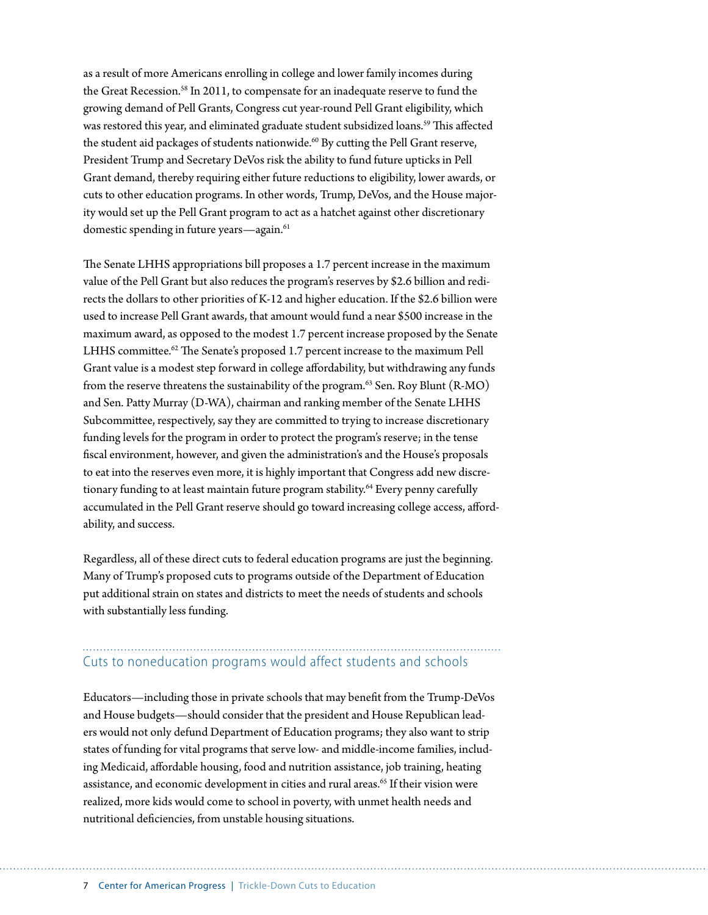as a result of more Americans enrolling in college and lower family incomes during the Great Recession.[58] In 2011, to compensate for an inadequate reserve to fund the growing demand of Pell Grants, Congress cut year-round Pell Grant eligibility, which was restored this year, and eliminated graduate student subsidized loans.[59] This affected the student aid packages of students nationwide.[60] By cutting the Pell Grant reserve, President Trump and Secretary DeVos risk the ability to fund future upticks in Pell Grant demand, thereby requiring either future reductions to eligibility, lower awards, or cuts to other education programs. In other words, Trump, DeVos, and the House majority would set up the Pell Grant program to act as a hatchet against other discretionary domestic spending in future years—again.[61]

The Senate LHHS appropriations bill proposes a 1.7 percent increase in the maximum value of the Pell Grant but also reduces the program's reserves by $2.6 billion and redirects the dollars to other priorities of K-12 and higher education. If the $2.6 billion were used to increase Pell Grant awards, that amount would fund a near $500 increase in the maximum award, as opposed to the modest 1.7 percent increase proposed by the Senate LHHS committee.[62] The Senate's proposed 1.7 percent increase to the maximum Pell Grant value is a modest step forward in college affordability, but withdrawing any funds from the reserve threatens the sustainability of the program.[63] Sen. Roy Blunt (R-MO) and Sen. Patty Murray (D-WA), chairman and ranking member of the Senate LHHS Subcommittee, respectively, say they are committed to trying to increase discretionary funding levels for the program in order to protect the program's reserve; in the tense fiscal environment, however, and given the administration's and the House's proposals to eat into the reserves even more, it is highly important that Congress add new discretionary funding to at least maintain future program stability.[64] Every penny carefully accumulated in the Pell Grant reserve should go toward increasing college access, affordability, and success.

Regardless, all of these direct cuts to federal education programs are just the beginning. Many of Trump's proposed cuts to programs outside of the Department of Education put additional strain on states and districts to meet the needs of students and schools with substantially less funding.

## Cuts to noneducation programs would affect students and schools

Educators—including those in private schools that may benefit from the Trump-DeVos and House budgets—should consider that the president and House Republican leaders would not only defund Department of Education programs; they also want to strip states of funding for vital programs that serve low- and middle-income families, including Medicaid, affordable housing, food and nutrition assistance, job training, heating assistance, and economic development in cities and rural areas.[65] If their vision were realized, more kids would come to school in poverty, with unmet health needs and nutritional deficiencies, from unstable housing situations.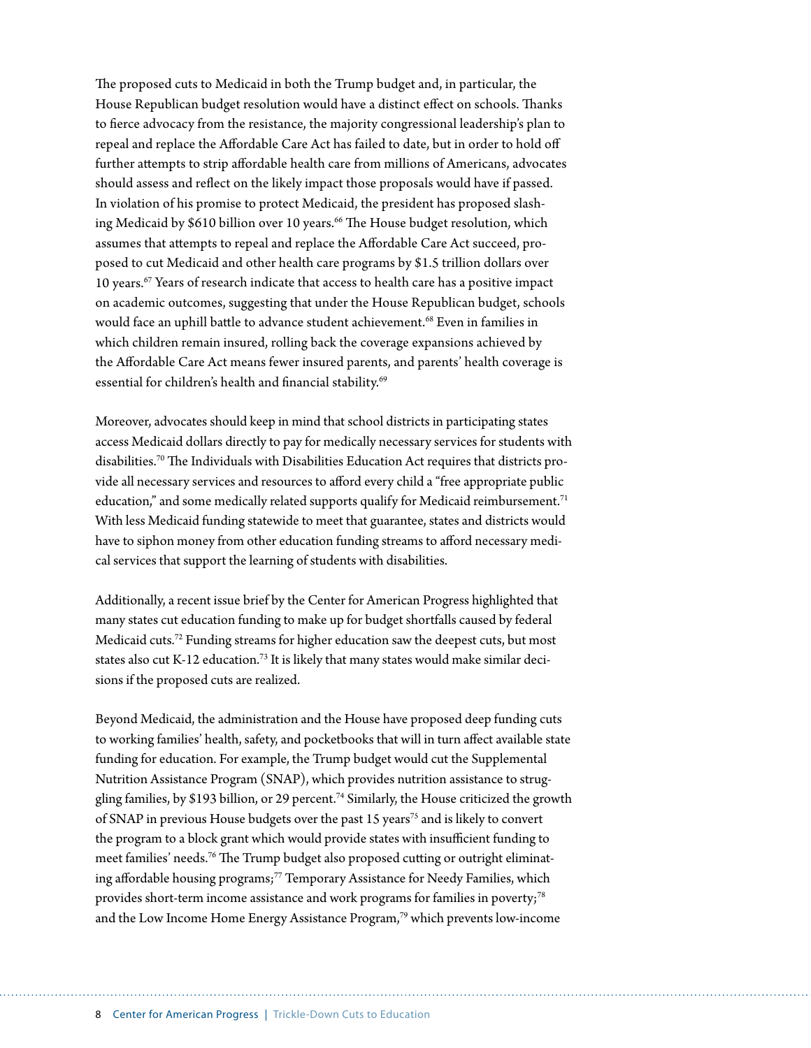The proposed cuts to Medicaid in both the Trump budget and, in particular, the House Republican budget resolution would have a distinct effect on schools. Thanks to fierce advocacy from the resistance, the majority congressional leadership's plan to repeal and replace the Affordable Care Act has failed to date, but in order to hold off further attempts to strip affordable health care from millions of Americans, advocates should assess and reflect on the likely impact those proposals would have if passed. In violation of his promise to protect Medicaid, the president has proposed slashing Medicaid by $610 billion over 10 years.[66] The House budget resolution, which assumes that attempts to repeal and replace the Affordable Care Act succeed, proposed to cut Medicaid and other health care programs by $1.5 trillion dollars over 10 years.[67] Years of research indicate that access to health care has a positive impact on academic outcomes, suggesting that under the House Republican budget, schools would face an uphill battle to advance student achievement.[68] Even in families in which children remain insured, rolling back the coverage expansions achieved by the Affordable Care Act means fewer insured parents, and parents' health coverage is essential for children's health and financial stability.[69]

Moreover, advocates should keep in mind that school districts in participating states access Medicaid dollars directly to pay for medically necessary services for students with disabilities.[70] The Individuals with Disabilities Education Act requires that districts provide all necessary services and resources to afford every child a "free appropriate public education," and some medically related supports qualify for Medicaid reimbursement.[71] With less Medicaid funding statewide to meet that guarantee, states and districts would have to siphon money from other education funding streams to afford necessary medical services that support the learning of students with disabilities.

Additionally, a recent issue brief by the Center for American Progress highlighted that many states cut education funding to make up for budget shortfalls caused by federal Medicaid cuts.[72] Funding streams for higher education saw the deepest cuts, but most states also cut K-12 education.[73] It is likely that many states would make similar decisions if the proposed cuts are realized.

Beyond Medicaid, the administration and the House have proposed deep funding cuts to working families' health, safety, and pocketbooks that will in turn affect available state funding for education. For example, the Trump budget would cut the Supplemental Nutrition Assistance Program (SNAP), which provides nutrition assistance to struggling families, by $193 billion, or 29 percent.[74] Similarly, the House criticized the growth of SNAP in previous House budgets over the past 15 years[75] and is likely to convert the program to a block grant which would provide states with insufficient funding to meet families' needs.[76] The Trump budget also proposed cutting or outright eliminating affordable housing programs;[77] Temporary Assistance for Needy Families, which provides short-term income assistance and work programs for families in poverty;[78] and the Low Income Home Energy Assistance Program,[79] which prevents low-income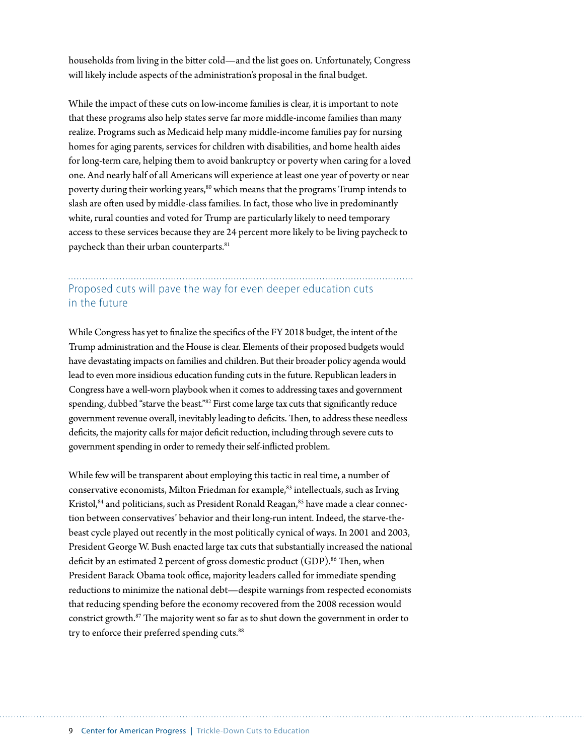households from living in the bitter cold—and the list goes on. Unfortunately, Congress will likely include aspects of the administration's proposal in the final budget.

While the impact of these cuts on low-income families is clear, it is important to note that these programs also help states serve far more middle-income families than many realize. Programs such as Medicaid help many middle-income families pay for nursing homes for aging parents, services for children with disabilities, and home health aides for long-term care, helping them to avoid bankruptcy or poverty when caring for a loved one. And nearly half of all Americans will experience at least one year of poverty or near poverty during their working years,[80] which means that the programs Trump intends to slash are often used by middle-class families. In fact, those who live in predominantly white, rural counties and voted for Trump are particularly likely to need temporary access to these services because they are 24 percent more likely to be living paycheck to paycheck than their urban counterparts.[81]

## Proposed cuts will pave the way for even deeper education cuts in the future

While Congress has yet to finalize the specifics of the FY 2018 budget, the intent of the Trump administration and the House is clear. Elements of their proposed budgets would have devastating impacts on families and children. But their broader policy agenda would lead to even more insidious education funding cuts in the future. Republican leaders in Congress have a well-worn playbook when it comes to addressing taxes and government spending, dubbed "starve the beast."[82] First come large tax cuts that significantly reduce government revenue overall, inevitably leading to deficits. Then, to address these needless deficits, the majority calls for major deficit reduction, including through severe cuts to government spending in order to remedy their self-inflicted problem.

While few will be transparent about employing this tactic in real time, a number of conservative economists, Milton Friedman for example,[83] intellectuals, such as Irving Kristol,[84] and politicians, such as President Ronald Reagan,[85] have made a clear connection between conservatives' behavior and their long-run intent. Indeed, the starve-the-beast cycle played out recently in the most politically cynical of ways. In 2001 and 2003, President George W. Bush enacted large tax cuts that substantially increased the national deficit by an estimated 2 percent of gross domestic product (GDP).[86] Then, when President Barack Obama took office, majority leaders called for immediate spending reductions to minimize the national debt—despite warnings from respected economists that reducing spending before the economy recovered from the 2008 recession would constrict growth.[87] The majority went so far as to shut down the government in order to try to enforce their preferred spending cuts.[88]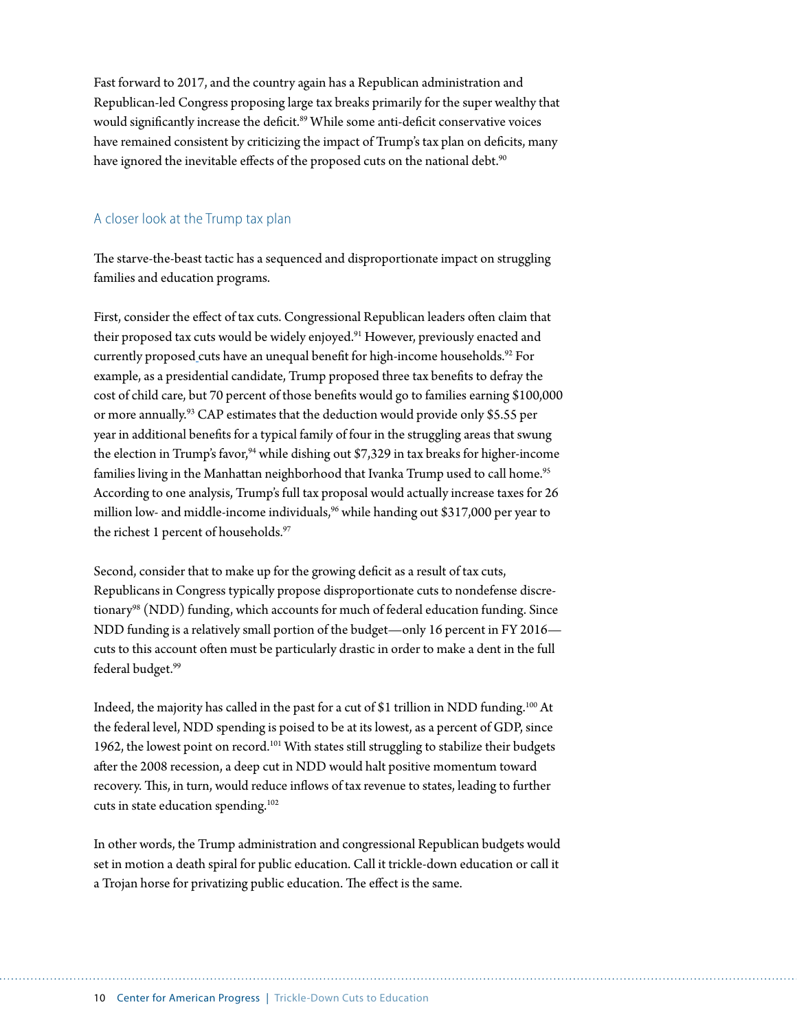Fast forward to 2017, and the country again has a Republican administration and Republican-led Congress proposing large tax breaks primarily for the super wealthy that would significantly increase the deficit.[89] While some anti-deficit conservative voices have remained consistent by criticizing the impact of Trump's tax plan on deficits, many have ignored the inevitable effects of the proposed cuts on the national debt.[90]

## A closer look at the Trump tax plan

The starve-the-beast tactic has a sequenced and disproportionate impact on struggling families and education programs.

First, consider the effect of tax cuts. Congressional Republican leaders often claim that their proposed tax cuts would be widely enjoyed.[91] However, previously enacted and currently proposed cuts have an unequal benefit for high-income households.[92] For example, as a presidential candidate, Trump proposed three tax benefits to defray the cost of child care, but 70 percent of those benefits would go to families earning $100,000 or more annually.[93] CAP estimates that the deduction would provide only $5.55 per year in additional benefits for a typical family of four in the struggling areas that swung the election in Trump's favor,[94] while dishing out $7,329 in tax breaks for higher-income families living in the Manhattan neighborhood that Ivanka Trump used to call home.[95] According to one analysis, Trump's full tax proposal would actually increase taxes for 26 million low- and middle-income individuals,[96] while handing out $317,000 per year to the richest 1 percent of households.[97]

Second, consider that to make up for the growing deficit as a result of tax cuts, Republicans in Congress typically propose disproportionate cuts to nondefense discretionary[98] (NDD) funding, which accounts for much of federal education funding. Since NDD funding is a relatively small portion of the budget—only 16 percent in FY 2016—cuts to this account often must be particularly drastic in order to make a dent in the full federal budget.[99]

Indeed, the majority has called in the past for a cut of $1 trillion in NDD funding.[100] At the federal level, NDD spending is poised to be at its lowest, as a percent of GDP, since 1962, the lowest point on record.[101] With states still struggling to stabilize their budgets after the 2008 recession, a deep cut in NDD would halt positive momentum toward recovery. This, in turn, would reduce inflows of tax revenue to states, leading to further cuts in state education spending.[102]

In other words, the Trump administration and congressional Republican budgets would set in motion a death spiral for public education. Call it trickle-down education or call it a Trojan horse for privatizing public education. The effect is the same.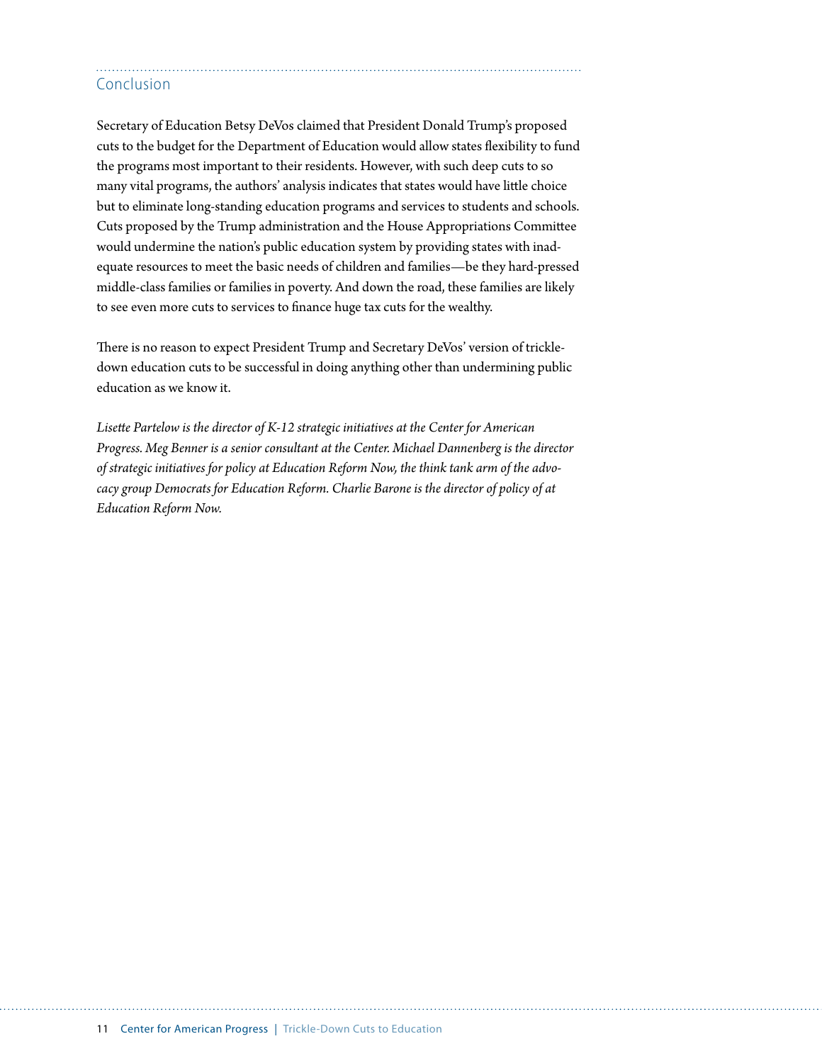## Conclusion

Secretary of Education Betsy DeVos claimed that President Donald Trump's proposed cuts to the budget for the Department of Education would allow states flexibility to fund the programs most important to their residents. However, with such deep cuts to so many vital programs, the authors' analysis indicates that states would have little choice but to eliminate long-standing education programs and services to students and schools. Cuts proposed by the Trump administration and the House Appropriations Committee would undermine the nation's public education system by providing states with inadequate resources to meet the basic needs of children and families—be they hard-pressed middle-class families or families in poverty. And down the road, these families are likely to see even more cuts to services to finance huge tax cuts for the wealthy.

There is no reason to expect President Trump and Secretary DeVos' version of trickle-down education cuts to be successful in doing anything other than undermining public education as we know it.

*Lisette Partelow is the director of K-12 strategic initiatives at the Center for American Progress. Meg Benner is a senior consultant at the Center. Michael Dannenberg is the director of strategic initiatives for policy at Education Reform Now, the think tank arm of the advocacy group Democrats for Education Reform. Charlie Barone is the director of policy of at Education Reform Now.*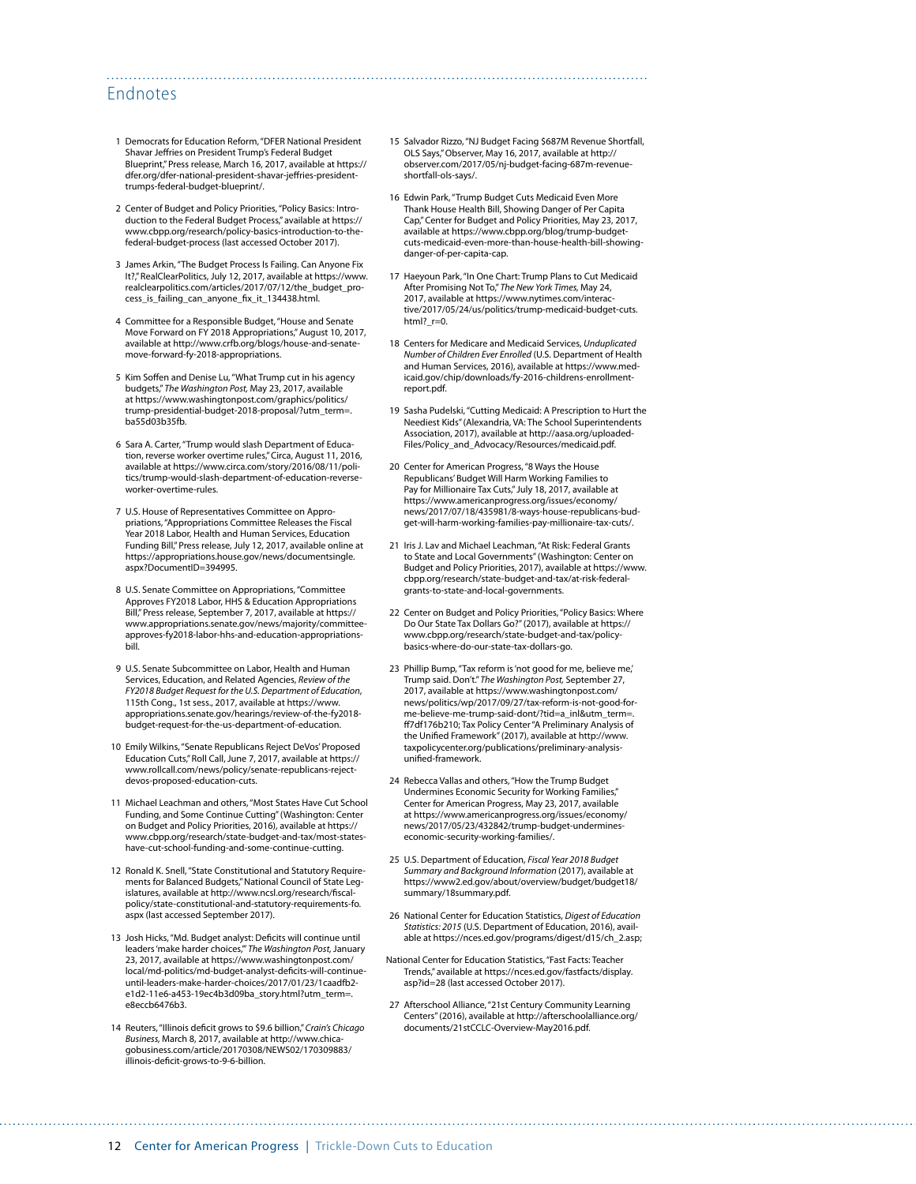## Endnotes

1. Democrats for Education Reform, "DFER National President Shavar Jeffries on President Trump's Federal Budget Blueprint," Press release, March 16, 2017, available at https://dfer.org/dfer-national-president-shavar-jeffries-president-trumps-federal-budget-blueprint/.

2. Center of Budget and Policy Priorities, "Policy Basics: Introduction to the Federal Budget Process," available at https://www.cbpp.org/research/policy-basics-introduction-to-the-federal-budget-process (last accessed October 2017).

3. James Arkin, "The Budget Process Is Failing. Can Anyone Fix It?," RealClearPolitics, July 12, 2017, available at https://www.realclearpolitics.com/articles/2017/07/12/the_budget_process_is_failing_can_anyone_fix_it_134438.html.

4. Committee for a Responsible Budget, "House and Senate Move Forward on FY 2018 Appropriations," August 10, 2017, available at http://www.crfb.org/blogs/house-and-senate-move-forward-fy-2018-appropriations.

5. Kim Soffen and Denise Lu, "What Trump cut in his agency budgets," *The Washington Post,* May 23, 2017, available at https://www.washingtonpost.com/graphics/politics/trump-presidential-budget-2018-proposal/?utm_term=.ba55d03b35fb.

6. Sara A. Carter, "Trump would slash Department of Education, reverse worker overtime rules," Circa, August 11, 2016, available at https://www.circa.com/story/2016/08/11/politics/trump-would-slash-department-of-education-reverse-worker-overtime-rules.

7. U.S. House of Representatives Committee on Appropriations, "Appropriations Committee Releases the Fiscal Year 2018 Labor, Health and Human Services, Education Funding Bill," Press release, July 12, 2017, available online at https://appropriations.house.gov/news/documentsingle.aspx?DocumentID=394995.

8. U.S. Senate Committee on Appropriations, "Committee Approves FY2018 Labor, HHS & Education Appropriations Bill," Press release, September 7, 2017, available at https://www.appropriations.senate.gov/news/majority/committee-approves-fy2018-labor-hhs-and-education-appropriations-bill.

9. U.S. Senate Subcommittee on Labor, Health and Human Services, Education, and Related Agencies, *Review of the FY2018 Budget Request for the U.S. Department of Education*, 115th Cong., 1st sess., 2017, available at https://www.appropriations.senate.gov/hearings/review-of-the-fy2018-budget-request-for-the-us-department-of-education.

10. Emily Wilkins, "Senate Republicans Reject DeVos' Proposed Education Cuts," Roll Call, June 7, 2017, available at https://www.rollcall.com/news/policy/senate-republicans-reject-devos-proposed-education-cuts.

11. Michael Leachman and others, "Most States Have Cut School Funding, and Some Continue Cutting" (Washington: Center on Budget and Policy Priorities, 2016), available at https://www.cbpp.org/research/state-budget-and-tax/most-states-have-cut-school-funding-and-some-continue-cutting.

12. Ronald K. Snell, "State Constitutional and Statutory Requirements for Balanced Budgets," National Council of State Legislatures, available at http://www.ncsl.org/research/fiscal-policy/state-constitutional-and-statutory-requirements-fo.aspx (last accessed September 2017).

13. Josh Hicks, "Md. Budget analyst: Deficits will continue until leaders 'make harder choices,'" *The Washington Post,* January 23, 2017, available at https://www.washingtonpost.com/local/md-politics/md-budget-analyst-deficits-will-continue-until-leaders-make-harder-choices/2017/01/23/1caadfb2-e1d2-11e6-a453-19ec4b3d09ba_story.html?utm_term=.e8eccb6476b3.

14. Reuters, "Illinois deficit grows to $9.6 billion," *Crain's Chicago Business,* March 8, 2017, available at http://www.chicagobusiness.com/article/20170308/NEWS02/170309883/illinois-deficit-grows-to-9-6-billion.

15. Salvador Rizzo, "NJ Budget Facing $687M Revenue Shortfall, OLS Says," Observer, May 16, 2017, available at http://observer.com/2017/05/nj-budget-facing-687m-revenue-shortfall-ols-says/.

16. Edwin Park, "Trump Budget Cuts Medicaid Even More Thank House Health Bill, Showing Danger of Per Capita Cap," Center for Budget and Policy Priorities, May 23, 2017, available at https://www.cbpp.org/blog/trump-budget-cuts-medicaid-even-more-than-house-health-bill-showing-danger-of-per-capita-cap.

17. Haeyoun Park, "In One Chart: Trump Plans to Cut Medicaid After Promising Not To," *The New York Times,* May 24, 2017, available at https://www.nytimes.com/interactive/2017/05/24/us/politics/trump-medicaid-budget-cuts.html?_r=0.

18. Centers for Medicare and Medicaid Services, *Unduplicated Number of Children Ever Enrolled* (U.S. Department of Health and Human Services, 2016), available at https://www.medicaid.gov/chip/downloads/fy-2016-childrens-enrollment-report.pdf.

19. Sasha Pudelski, "Cutting Medicaid: A Prescription to Hurt the Neediest Kids" (Alexandria, VA: The School Superintendents Association, 2017), available at http://aasa.org/uploadedFiles/Policy_and_Advocacy/Resources/medicaid.pdf.

20. Center for American Progress, "8 Ways the House Republicans' Budget Will Harm Working Families to Pay for Millionaire Tax Cuts," July 18, 2017, available at https://www.americanprogress.org/issues/economy/news/2017/07/18/435981/8-ways-house-republicans-budget-will-harm-working-families-pay-millionaire-tax-cuts/.

21. Iris J. Lav and Michael Leachman, "At Risk: Federal Grants to State and Local Governments" (Washington: Center on Budget and Policy Priorities, 2017), available at https://www.cbpp.org/research/state-budget-and-tax/at-risk-federal-grants-to-state-and-local-governments.

22. Center on Budget and Policy Priorities, "Policy Basics: Where Do Our State Tax Dollars Go?" (2017), available at https://www.cbpp.org/research/state-budget-and-tax/policy-basics-where-do-our-state-tax-dollars-go.

23. Phillip Bump, "Tax reform is 'not good for me, believe me,' Trump said. Don't." *The Washington Post,* September 27, 2017, available at https://www.washingtonpost.com/news/politics/wp/2017/09/27/tax-reform-is-not-good-for-me-believe-me-trump-said-dont/?tid=a_inl&utm_term=.ff7df176b210; Tax Policy Center "A Preliminary Analysis of the Unified Framework" (2017), available at http://www.taxpolicycenter.org/publications/preliminary-analysis-unified-framework.

24. Rebecca Vallas and others, "How the Trump Budget Undermines Economic Security for Working Families," Center for American Progress, May 23, 2017, available at https://www.americanprogress.org/issues/economy/news/2017/05/23/432842/trump-budget-undermines-economic-security-working-families/.

25. U.S. Department of Education, *Fiscal Year 2018 Budget Summary and Background Information* (2017), available at https://www2.ed.gov/about/overview/budget/budget18/summary/18summary.pdf.

26. National Center for Education Statistics, *Digest of Education Statistics: 2015* (U.S. Department of Education, 2016), available at https://nces.ed.gov/programs/digest/d15/ch_2.asp;

    National Center for Education Statistics, "Fast Facts: Teacher Trends," available at https://nces.ed.gov/fastfacts/display.asp?id=28 (last accessed October 2017).

27. Afterschool Alliance, "21st Century Community Learning Centers" (2016), available at http://afterschoolalliance.org/documents/21stCCLC-Overview-May2016.pdf.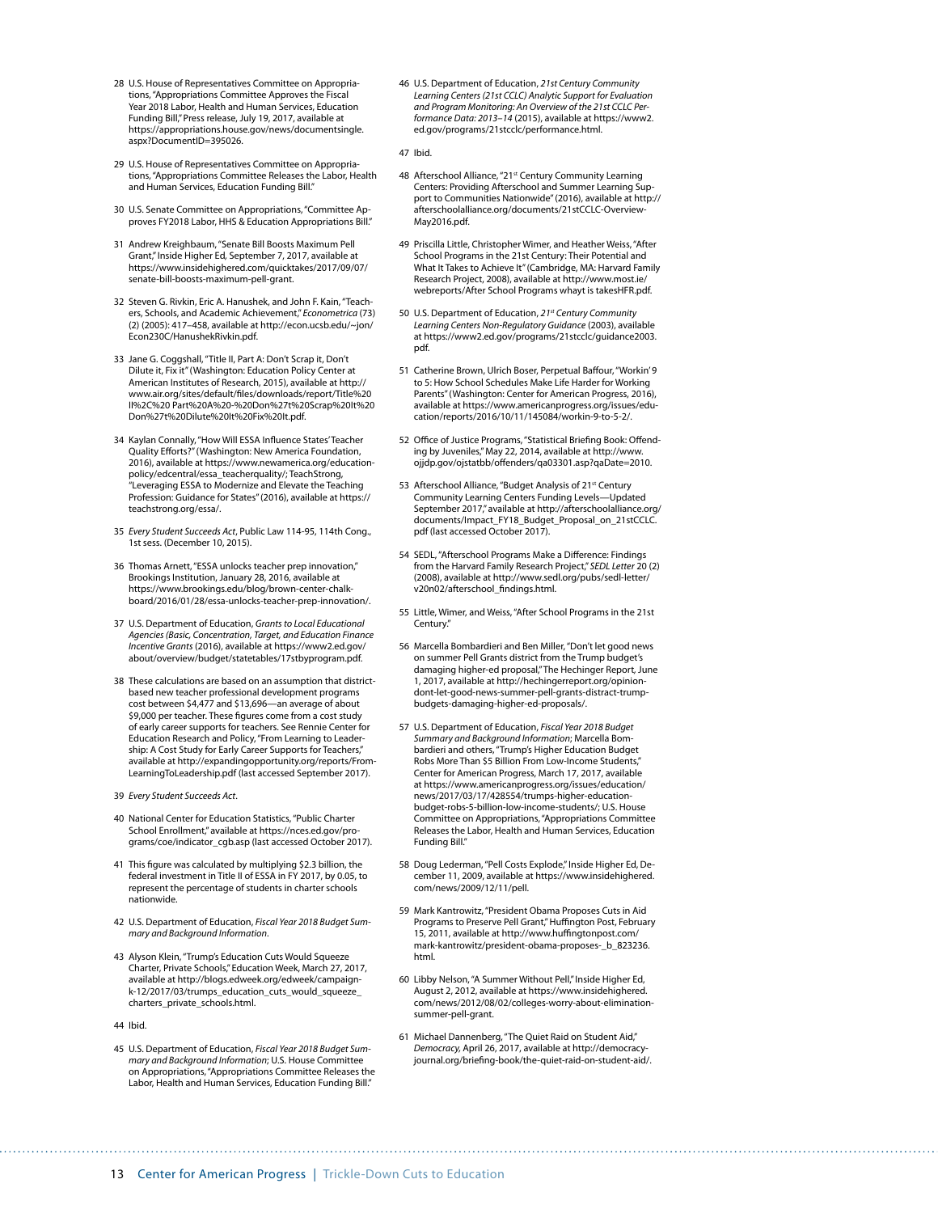28 U.S. House of Representatives Committee on Appropriations, "Appropriations Committee Approves the Fiscal Year 2018 Labor, Health and Human Services, Education Funding Bill," Press release, July 19, 2017, available at https://appropriations.house.gov/news/documentsingle.aspx?DocumentID=395026.

29 U.S. House of Representatives Committee on Appropriations, "Appropriations Committee Releases the Labor, Health and Human Services, Education Funding Bill."

30 U.S. Senate Committee on Appropriations, "Committee Approves FY2018 Labor, HHS & Education Appropriations Bill."

31 Andrew Kreighbaum, "Senate Bill Boosts Maximum Pell Grant," Inside Higher Ed, September 7, 2017, available at https://www.insidehighered.com/quicktakes/2017/09/07/senate-bill-boosts-maximum-pell-grant.

32 Steven G. Rivkin, Eric A. Hanushek, and John F. Kain, "Teachers, Schools, and Academic Achievement," *Econometrica* (73) (2) (2005): 417–458, available at http://econ.ucsb.edu/~jon/Econ230C/HanushekRivkin.pdf.

33 Jane G. Coggshall, "Title II, Part A: Don't Scrap it, Don't Dilute it, Fix it" (Washington: Education Policy Center at American Institutes of Research, 2015), available at http://www.air.org/sites/default/files/downloads/report/Title%20II%2C%20Part%20A%20-%20Don%27t%20Scrap%20It%20Don%27t%20Dilute%20It%20Fix%20It.pdf.

34 Kaylan Connally, "How Will ESSA Influence States' Teacher Quality Efforts?" (Washington: New America Foundation, 2016), available at https://www.newamerica.org/education-policy/edcentral/essa_teacherquality/; TeachStrong, "Leveraging ESSA to Modernize and Elevate the Teaching Profession: Guidance for States" (2016), available at https://teachstrong.org/essa/.

35 *Every Student Succeeds Act*, Public Law 114-95, 114th Cong., 1st sess. (December 10, 2015).

36 Thomas Arnett, "ESSA unlocks teacher prep innovation," Brookings Institution, January 28, 2016, available at https://www.brookings.edu/blog/brown-center-chalkboard/2016/01/28/essa-unlocks-teacher-prep-innovation/.

37 U.S. Department of Education, *Grants to Local Educational Agencies (Basic, Concentration, Target, and Education Finance Incentive Grants* (2016), available at https://www2.ed.gov/about/overview/budget/statetables/17stbyprogram.pdf.

38 These calculations are based on an assumption that district-based new teacher professional development programs cost between $4,477 and $13,696—an average of about $9,000 per teacher. These figures come from a cost study of early career supports for teachers. See Rennie Center for Education Research and Policy, "From Learning to Leadership: A Cost Study for Early Career Supports for Teachers," available at http://expandingopportunity.org/reports/From-LearningToLeadership.pdf (last accessed September 2017).

39 *Every Student Succeeds Act*.

40 National Center for Education Statistics, "Public Charter School Enrollment," available at https://nces.ed.gov/programs/coe/indicator_cgb.asp (last accessed October 2017).

41 This figure was calculated by multiplying $2.3 billion, the federal investment in Title II of ESSA in FY 2017, by 0.05, to represent the percentage of students in charter schools nationwide.

42 U.S. Department of Education, *Fiscal Year 2018 Budget Summary and Background Information*.

43 Alyson Klein, "Trump's Education Cuts Would Squeeze Charter, Private Schools," Education Week, March 27, 2017, available at http://blogs.edweek.org/edweek/campaign-k-12/2017/03/trumps_education_cuts_would_squeeze_charters_private_schools.html.

44 Ibid.

45 U.S. Department of Education, *Fiscal Year 2018 Budget Summary and Background Information*; U.S. House Committee on Appropriations, "Appropriations Committee Releases the Labor, Health and Human Services, Education Funding Bill."

46 U.S. Department of Education, *21st Century Community Learning Centers (21st CCLC) Analytic Support for Evaluation and Program Monitoring: An Overview of the 21st CCLC Performance Data: 2013–14* (2015), available at https://www2.ed.gov/programs/21stcclc/performance.html.

47 Ibid.

48 Afterschool Alliance, "21st Century Community Learning Centers: Providing Afterschool and Summer Learning Support to Communities Nationwide" (2016), available at http://afterschoolalliance.org/documents/21stCCLC-Overview-May2016.pdf.

49 Priscilla Little, Christopher Wimer, and Heather Weiss, "After School Programs in the 21st Century: Their Potential and What It Takes to Achieve It" (Cambridge, MA: Harvard Family Research Project, 2008), available at http://www.most.ie/webreports/After School Programs whayt is takesHFR.pdf.

50 U.S. Department of Education, *21st Century Community Learning Centers Non-Regulatory Guidance* (2003), available at https://www2.ed.gov/programs/21stcclc/guidance2003.pdf.

51 Catherine Brown, Ulrich Boser, Perpetual Baffour, "Workin' 9 to 5: How School Schedules Make Life Harder for Working Parents" (Washington: Center for American Progress, 2016), available at https://www.americanprogress.org/issues/education/reports/2016/10/11/145084/workin-9-to-5-2/.

52 Office of Justice Programs, "Statistical Briefing Book: Offending by Juveniles," May 22, 2014, available at http://www.ojjdp.gov/ojstatbb/offenders/qa03301.asp?qaDate=2010.

53 Afterschool Alliance, "Budget Analysis of 21st Century Community Learning Centers Funding Levels—Updated September 2017," available at http://afterschoolalliance.org/documents/Impact_FY18_Budget_Proposal_on_21stCCLC.pdf (last accessed October 2017).

54 SEDL, "Afterschool Programs Make a Difference: Findings from the Harvard Family Research Project," *SEDL Letter* 20 (2) (2008), available at http://www.sedl.org/pubs/sedl-letter/v20n02/afterschool_findings.html.

55 Little, Wimer, and Weiss, "After School Programs in the 21st Century."

56 Marcella Bombardieri and Ben Miller, "Don't let good news on summer Pell Grants district from the Trump budget's damaging higher-ed proposal," The Hechinger Report, June 1, 2017, available at http://hechingerreport.org/opinion-dont-let-good-news-summer-pell-grants-distract-trump-budgets-damaging-higher-ed-proposals/.

57 U.S. Department of Education, *Fiscal Year 2018 Budget Summary and Background Information*; Marcella Bombardieri and others, "Trump's Higher Education Budget Robs More Than $5 Billion From Low-Income Students," Center for American Progress, March 17, 2017, available at https://www.americanprogress.org/issues/education/news/2017/03/17/428554/trumps-higher-education-budget-robs-5-billion-low-income-students/; U.S. House Committee on Appropriations, "Appropriations Committee Releases the Labor, Health and Human Services, Education Funding Bill."

58 Doug Lederman, "Pell Costs Explode," Inside Higher Ed, December 11, 2009, available at https://www.insidehighered.com/news/2009/12/11/pell.

59 Mark Kantrowitz, "President Obama Proposes Cuts in Aid Programs to Preserve Pell Grant," Huffington Post, February 15, 2011, available at http://www.huffingtonpost.com/mark-kantrowitz/president-obama-proposes-_b_823236.html.

60 Libby Nelson, "A Summer Without Pell," Inside Higher Ed, August 2, 2012, available at https://www.insidehighered.com/news/2012/08/02/colleges-worry-about-elimination-summer-pell-grant.

61 Michael Dannenberg, "The Quiet Raid on Student Aid," *Democracy*, April 26, 2017, available at http://democracyjournal.org/briefing-book/the-quiet-raid-on-student-aid/.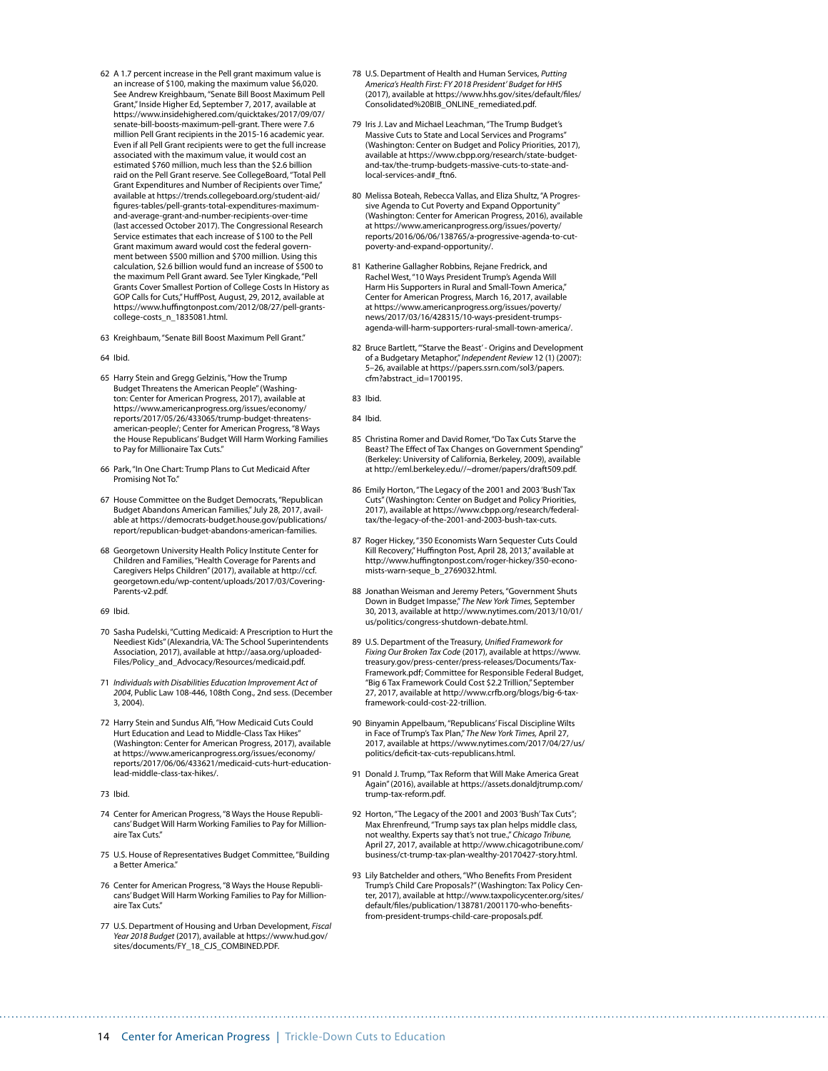62 A 1.7 percent increase in the Pell grant maximum value is an increase of $100, making the maximum value $6,020. See Andrew Kreighbaum, "Senate Bill Boost Maximum Pell Grant," Inside Higher Ed, September 7, 2017, available at https://www.insidehighered.com/quicktakes/2017/09/07/senate-bill-boosts-maximum-pell-grant. There were 7.6 million Pell Grant recipients in the 2015-16 academic year. Even if all Pell Grant recipients were to get the full increase associated with the maximum value, it would cost an estimated $760 million, much less than the $2.6 billion raid on the Pell Grant reserve. See CollegeBoard, "Total Pell Grant Expenditures and Number of Recipients over Time," available at https://trends.collegeboard.org/student-aid/figures-tables/pell-grants-total-expenditures-maximum-and-average-grant-and-number-recipients-over-time (last accessed October 2017). The Congressional Research Service estimates that each increase of $100 to the Pell Grant maximum award would cost the federal government between $500 million and $700 million. Using this calculation, $2.6 billion would fund an increase of $500 to the maximum Pell Grant award. See Tyler Kingkade, "Pell Grants Cover Smallest Portion of College Costs In History as GOP Calls for Cuts," HuffPost, August, 29, 2012, available at https://www.huffingtonpost.com/2012/08/27/pell-grants-college-costs_n_1835081.html.

63 Kreighbaum, "Senate Bill Boost Maximum Pell Grant."

64 Ibid.

65 Harry Stein and Gregg Gelzinis, "How the Trump Budget Threatens the American People" (Washington: Center for American Progress, 2017), available at https://www.americanprogress.org/issues/economy/reports/2017/05/26/433065/trump-budget-threatens-american-people/; Center for American Progress, "8 Ways the House Republicans' Budget Will Harm Working Families to Pay for Millionaire Tax Cuts."

66 Park, "In One Chart: Trump Plans to Cut Medicaid After Promising Not To."

67 House Committee on the Budget Democrats, "Republican Budget Abandons American Families," July 28, 2017, available at https://democrats-budget.house.gov/publications/report/republican-budget-abandons-american-families.

68 Georgetown University Health Policy Institute Center for Children and Families, "Health Coverage for Parents and Caregivers Helps Children" (2017), available at http://ccf.georgetown.edu/wp-content/uploads/2017/03/Covering-Parents-v2.pdf.

69 Ibid.

70 Sasha Pudelski, "Cutting Medicaid: A Prescription to Hurt the Neediest Kids" (Alexandria, VA: The School Superintendents Association, 2017), available at http://aasa.org/uploadedFiles/Policy_and_Advocacy/Resources/medicaid.pdf.

71 *Individuals with Disabilities Education Improvement Act of 2004*, Public Law 108-446, 108th Cong., 2nd sess. (December 3, 2004).

72 Harry Stein and Sundus Alfi, "How Medicaid Cuts Could Hurt Education and Lead to Middle-Class Tax Hikes" (Washington: Center for American Progress, 2017), available at https://www.americanprogress.org/issues/economy/reports/2017/06/06/433621/medicaid-cuts-hurt-education-lead-middle-class-tax-hikes/.

73 Ibid.

74 Center for American Progress, "8 Ways the House Republicans' Budget Will Harm Working Families to Pay for Millionaire Tax Cuts."

75 U.S. House of Representatives Budget Committee, "Building a Better America."

76 Center for American Progress, "8 Ways the House Republicans' Budget Will Harm Working Families to Pay for Millionaire Tax Cuts."

77 U.S. Department of Housing and Urban Development, *Fiscal Year 2018 Budget* (2017), available at https://www.hud.gov/sites/documents/FY_18_CJS_COMBINED.PDF.

78 U.S. Department of Health and Human Services, *Putting America's Health First: FY 2018 President' Budget for HHS* (2017), available at https://www.hhs.gov/sites/default/files/Consolidated%20BIB_ONLINE_remediated.pdf.

79 Iris J. Lav and Michael Leachman, "The Trump Budget's Massive Cuts to State and Local Services and Programs" (Washington: Center on Budget and Policy Priorities, 2017), available at https://www.cbpp.org/research/state-budget-and-tax/the-trump-budgets-massive-cuts-to-state-and-local-services-and#_ftn6.

80 Melissa Boteah, Rebecca Vallas, and Eliza Shultz, "A Progressive Agenda to Cut Poverty and Expand Opportunity" (Washington: Center for American Progress, 2016), available at https://www.americanprogress.org/issues/poverty/reports/2016/06/06/138765/a-progressive-agenda-to-cut-poverty-and-expand-opportunity/.

81 Katherine Gallagher Robbins, Rejane Fredrick, and Rachel West, "10 Ways President Trump's Agenda Will Harm His Supporters in Rural and Small-Town America," Center for American Progress, March 16, 2017, available at https://www.americanprogress.org/issues/poverty/news/2017/03/16/428315/10-ways-president-trumps-agenda-will-harm-supporters-rural-small-town-america/.

82 Bruce Bartlett, "'Starve the Beast' - Origins and Development of a Budgetary Metaphor," *Independent Review* 12 (1) (2007): 5–26, available at https://papers.ssrn.com/sol3/papers.cfm?abstract_id=1700195.

83 Ibid.

84 Ibid.

85 Christina Romer and David Romer, "Do Tax Cuts Starve the Beast? The Effect of Tax Changes on Government Spending" (Berkeley: University of California, Berkeley, 2009), available at http://eml.berkeley.edu//~dromer/papers/draft509.pdf.

86 Emily Horton, "The Legacy of the 2001 and 2003 'Bush' Tax Cuts" (Washington: Center on Budget and Policy Priorities, 2017), available at https://www.cbpp.org/research/federal-tax/the-legacy-of-the-2001-and-2003-bush-tax-cuts.

87 Roger Hickey, "350 Economists Warn Sequester Cuts Could Kill Recovery," Huffington Post, April 28, 2013," available at http://www.huffingtonpost.com/roger-hickey/350-economists-warn-seque_b_2769032.html.

88 Jonathan Weisman and Jeremy Peters, "Government Shuts Down in Budget Impasse," *The New York Times*, September 30, 2013, available at http://www.nytimes.com/2013/10/01/us/politics/congress-shutdown-debate.html.

89 U.S. Department of the Treasury, *Unified Framework for Fixing Our Broken Tax Code* (2017), available at https://www.treasury.gov/press-center/press-releases/Documents/Tax-Framework.pdf; Committee for Responsible Federal Budget, "Big 6 Tax Framework Could Cost $2.2 Trillion," September 27, 2017, available at http://www.crfb.org/blogs/big-6-tax-framework-could-cost-22-trillion.

90 Binyamin Appelbaum, "Republicans' Fiscal Discipline Wilts in Face of Trump's Tax Plan," *The New York Times*, April 27, 2017, available at https://www.nytimes.com/2017/04/27/us/politics/deficit-tax-cuts-republicans.html.

91 Donald J. Trump, "Tax Reform that Will Make America Great Again" (2016), available at https://assets.donaldjtrump.com/trump-tax-reform.pdf.

92 Horton, "The Legacy of the 2001 and 2003 'Bush' Tax Cuts"; Max Ehrenfreund, "Trump says tax plan helps middle class, not wealthy. Experts say that's not true.," *Chicago Tribune*, April 27, 2017, available at http://www.chicagotribune.com/business/ct-trump-tax-plan-wealthy-20170427-story.html.

93 Lily Batchelder and others, "Who Benefits From President Trump's Child Care Proposals?" (Washington: Tax Policy Center, 2017), available at http://www.taxpolicycenter.org/sites/default/files/publication/138781/2001170-who-benefits-from-president-trumps-child-care-proposals.pdf.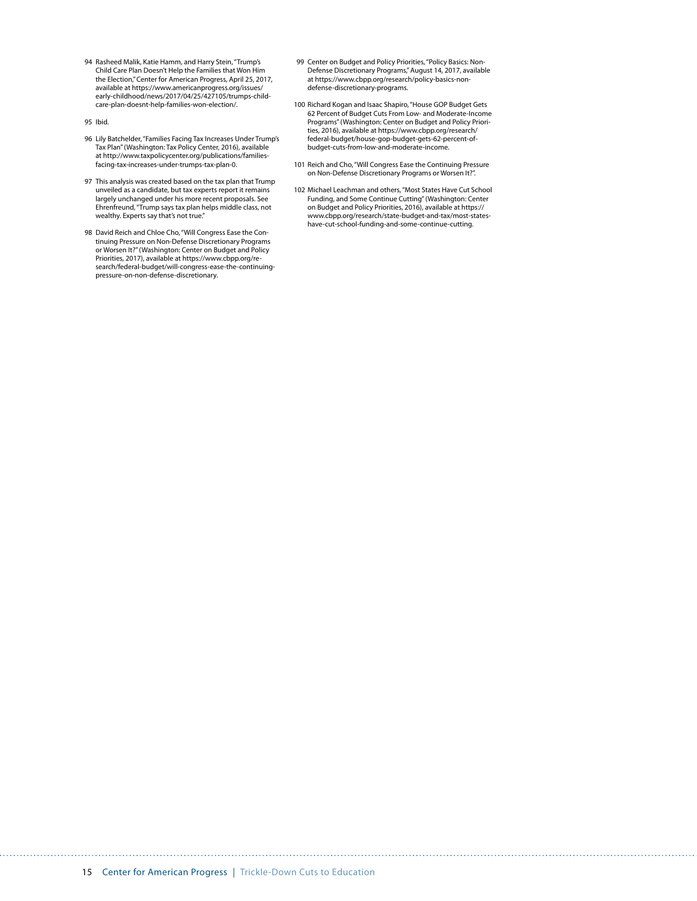94 Rasheed Malik, Katie Hamm, and Harry Stein, "Trump's Child Care Plan Doesn't Help the Families that Won Him the Election," Center for American Progress, April 25, 2017, available at https://www.americanprogress.org/issues/early-childhood/news/2017/04/25/427105/trumps-child-care-plan-doesnt-help-families-won-election/.

95 Ibid.

96 Lily Batchelder, "Families Facing Tax Increases Under Trump's Tax Plan" (Washington: Tax Policy Center, 2016), available at http://www.taxpolicycenter.org/publications/families-facing-tax-increases-under-trumps-tax-plan-0.

97 This analysis was created based on the tax plan that Trump unveiled as a candidate, but tax experts report it remains largely unchanged under his more recent proposals. See Ehrenfreund, "Trump says tax plan helps middle class, not wealthy. Experts say that's not true."

98 David Reich and Chloe Cho, "Will Congress Ease the Continuing Pressure on Non-Defense Discretionary Programs or Worsen It?" (Washington: Center on Budget and Policy Priorities, 2017), available at https://www.cbpp.org/research/federal-budget/will-congress-ease-the-continuing-pressure-on-non-defense-discretionary.

99 Center on Budget and Policy Priorities, "Policy Basics: Non-Defense Discretionary Programs," August 14, 2017, available at https://www.cbpp.org/research/policy-basics-non-defense-discretionary-programs.

100 Richard Kogan and Isaac Shapiro, "House GOP Budget Gets 62 Percent of Budget Cuts From Low- and Moderate-Income Programs" (Washington: Center on Budget and Policy Priorities, 2016), available at https://www.cbpp.org/research/federal-budget/house-gop-budget-gets-62-percent-of-budget-cuts-from-low-and-moderate-income.

101 Reich and Cho, "Will Congress Ease the Continuing Pressure on Non-Defense Discretionary Programs or Worsen It?".

102 Michael Leachman and others, "Most States Have Cut School Funding, and Some Continue Cutting" (Washington: Center on Budget and Policy Priorities, 2016), available at https://www.cbpp.org/research/state-budget-and-tax/most-states-have-cut-school-funding-and-some-continue-cutting.